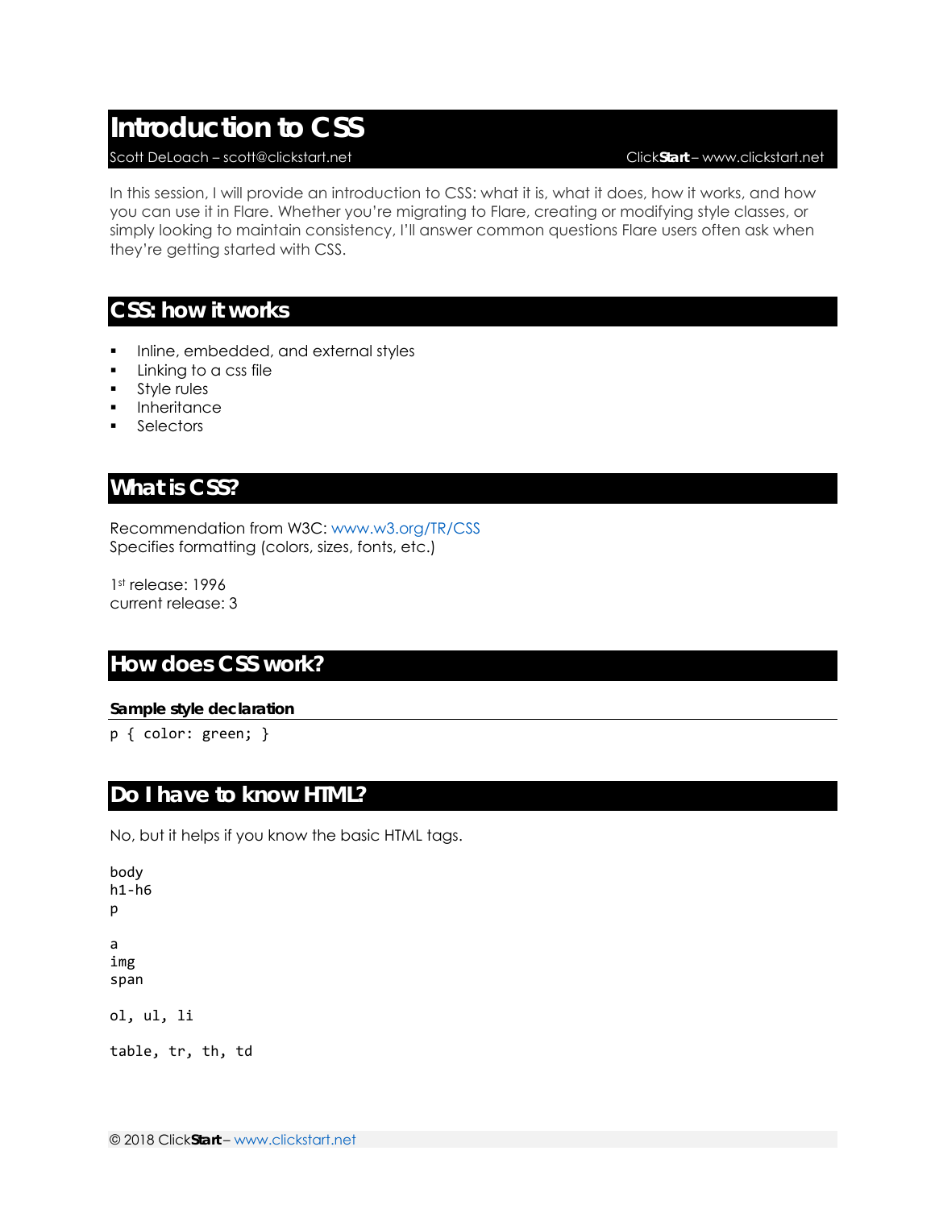# Introduction to CSS

Scott DeLoach – scott@clickstart.net

Click**Start** – www.clickstart.net

In this session, I will provide an introduction to CSS: what it is, what it does, how it works, and how you can use it in Flare. Whether you're migrating to Flare, creating or modifying style classes, or simply looking to maintain consistency, I'll answer common questions Flare users often ask when they're getting started with CSS.

## CSS: how it works

- Inline, embedded, and external styles
- Linking to a css file
- Style rules
- Inheritance
- Selectors

## What is CSS?

Recommendation from W3C: www.w3.org/TR/CSS
Specifies formatting (colors, sizes, fonts, etc.)

1st release: 1996
current release: 3

## How does CSS work?

### Sample style declaration

```
p { color: green; }
```

## Do I have to know HTML?

No, but it helps if you know the basic HTML tags.

```
body
h1-h6
p

a
img
span

ol, ul, li

table, tr, th, td
```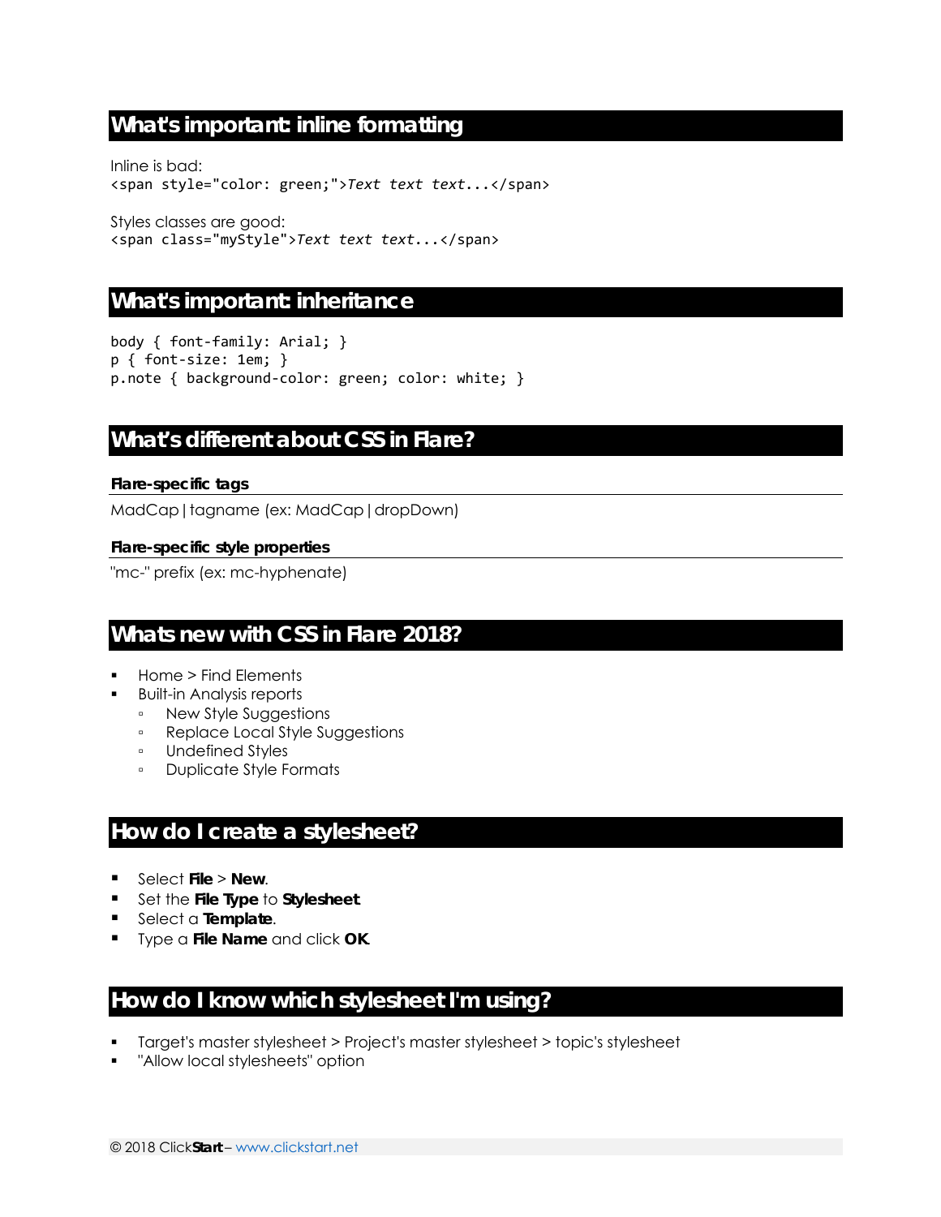## What's important: inline formatting

Inline is bad:
```
<span style="color: green;">Text text text...</span>
```

Styles classes are good:
```
<span class="myStyle">Text text text...</span>
```

## What's important: inheritance

```
body { font-family: Arial; }
p { font-size: 1em; }
p.note { background-color: green; color: white; }
```

## What's different about CSS in Flare?

#### Flare-specific tags

MadCap|tagname (ex: MadCap|dropDown)

#### Flare-specific style properties

"mc-" prefix (ex: mc-hyphenate)

## Whats new with CSS in Flare 2018?

- Home > Find Elements
- Built-in Analysis reports
  - New Style Suggestions
  - Replace Local Style Suggestions
  - Undefined Styles
  - Duplicate Style Formats

## How do I create a stylesheet?

- Select **File** > **New**.
- Set the **File Type** to **Stylesheet**.
- Select a **Template**.
- Type a **File Name** and click **OK**.

## How do I know which stylesheet I'm using?

- Target's master stylesheet > Project's master stylesheet > topic's stylesheet
- "Allow local stylesheets" option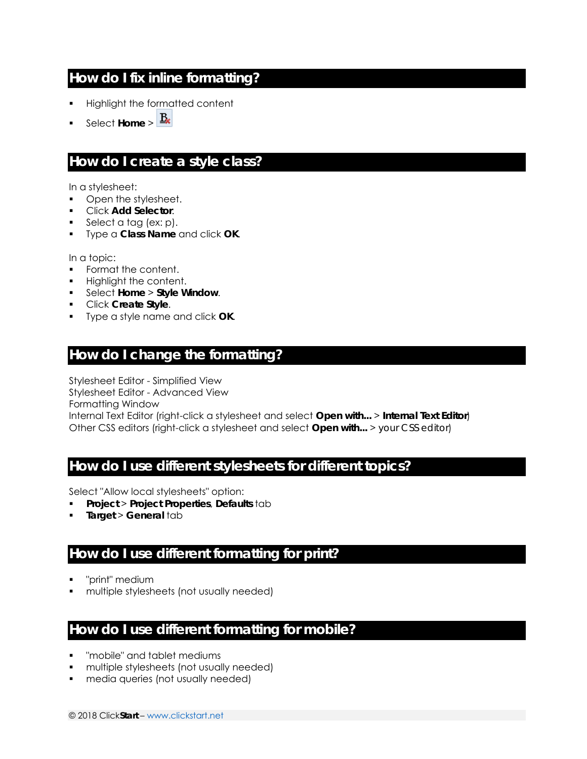## How do I fix inline formatting?

- Highlight the formatted content
- Select **Home** >

## How do I create a style class?

In a stylesheet:

- Open the stylesheet.
- Click **Add Selector**.
- Select a tag (ex: p).
- Type a **Class Name** and click **OK**.

In a topic:

- Format the content.
- Highlight the content.
- Select **Home** > **Style Window**.
- Click **Create Style**.
- Type a style name and click **OK**.

## How do I change the formatting?

Stylesheet Editor - Simplified View
Stylesheet Editor - Advanced View
Formatting Window
Internal Text Editor (right-click a stylesheet and select **Open with...** > **Internal Text Editor**)
Other CSS editors (right-click a stylesheet and select **Open with...** > your CSS editor)

## How do I use different stylesheets for different topics?

Select "Allow local stylesheets" option:

- **Project** > **Project Properties**, **Defaults** tab
- **Target** > **General** tab

## How do I use different formatting for print?

- "print" medium
- multiple stylesheets (not usually needed)

## How do I use different formatting for mobile?

- "mobile" and tablet mediums
- multiple stylesheets (not usually needed)
- media queries (not usually needed)

© 2018 Click**Start** – www.clickstart.net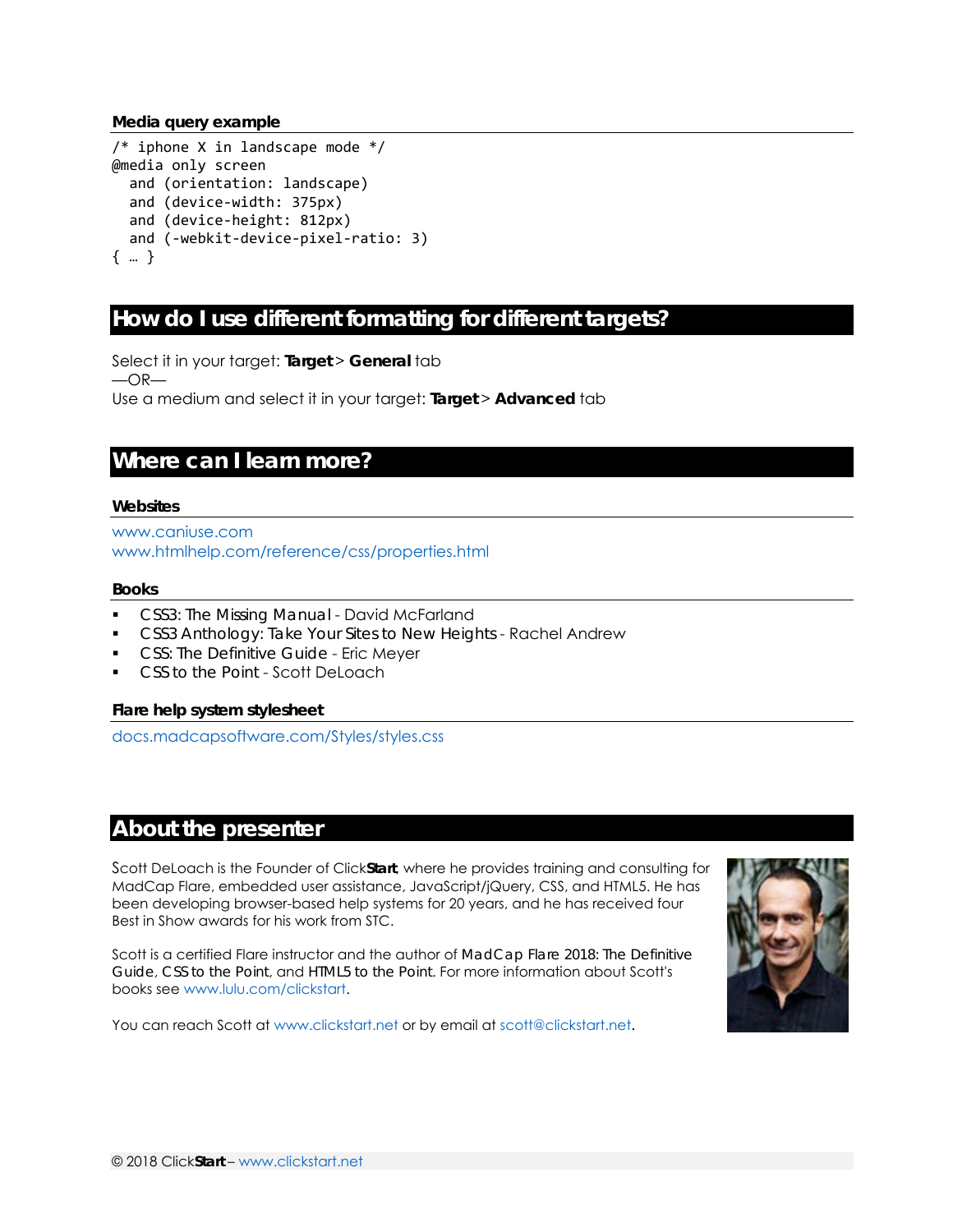### Media query example

```
/* iphone X in landscape mode */
@media only screen
  and (orientation: landscape)
  and (device-width: 375px)
  and (device-height: 812px)
  and (-webkit-device-pixel-ratio: 3)
{ … }
```

## How do I use different formatting for different targets?

Select it in your target: **Target** > **General** tab
—OR—
Use a medium and select it in your target: **Target** > **Advanced** tab

## Where can I learn more?

### Websites

www.caniuse.com
www.htmlhelp.com/reference/css/properties.html

### Books

- CSS3: The Missing Manual - David McFarland
- CSS3 Anthology: Take Your Sites to New Heights - Rachel Andrew
- CSS: The Definitive Guide - Eric Meyer
- CSS to the Point - Scott DeLoach

### Flare help system stylesheet

docs.madcapsoftware.com/Styles/styles.css

## About the presenter

Scott DeLoach is the Founder of Click**Start**, where he provides training and consulting for MadCap Flare, embedded user assistance, JavaScript/jQuery, CSS, and HTML5. He has been developing browser-based help systems for 20 years, and he has received four Best in Show awards for his work from STC.

Scott is a certified Flare instructor and the author of MadCap Flare 2018: The Definitive Guide, CSS to the Point, and HTML5 to the Point. For more information about Scott's books see www.lulu.com/clickstart.

You can reach Scott at www.clickstart.net or by email at scott@clickstart.net.

© 2018 Click**Start** – www.clickstart.net